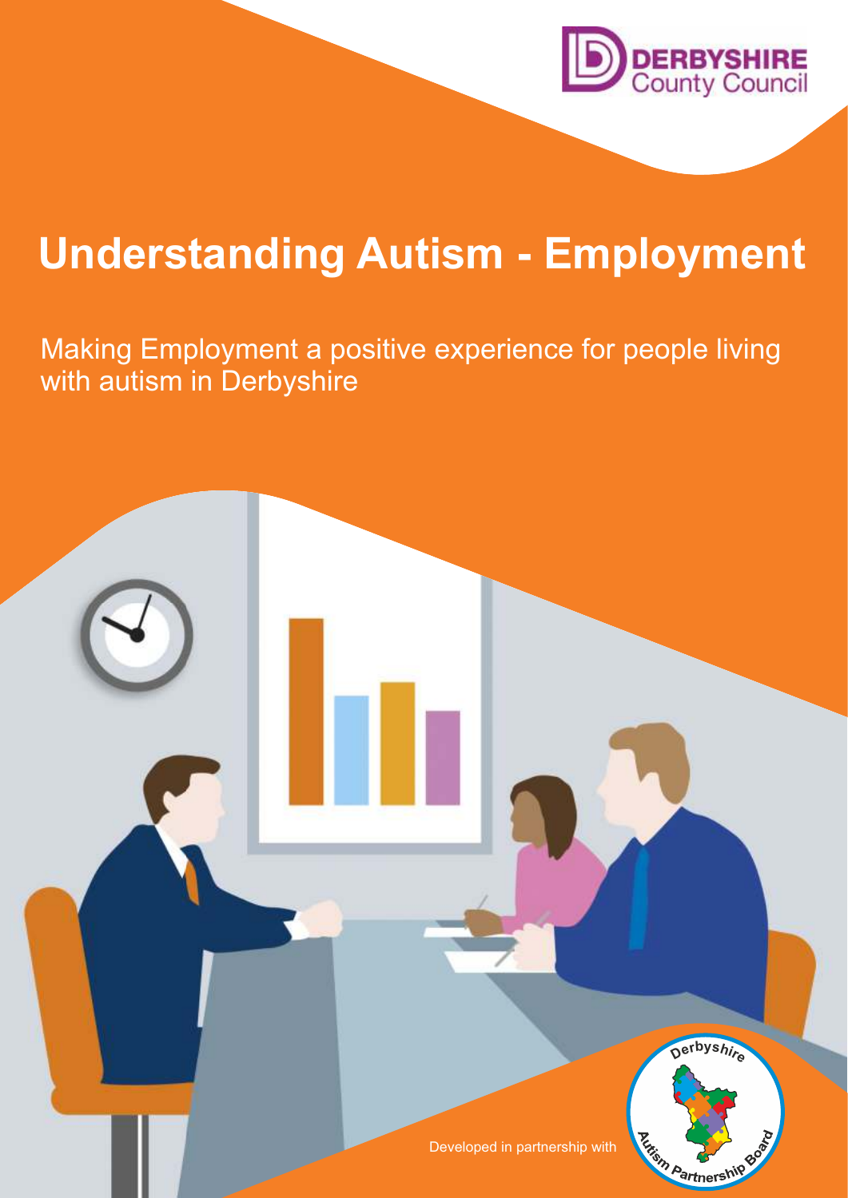DERBYSHIRE County Council

# Understanding Autism - Employment

Making Employment a positive experience for people living with autism in Derbyshire

Developed in partnership with Derbyshire Autism Partnership Board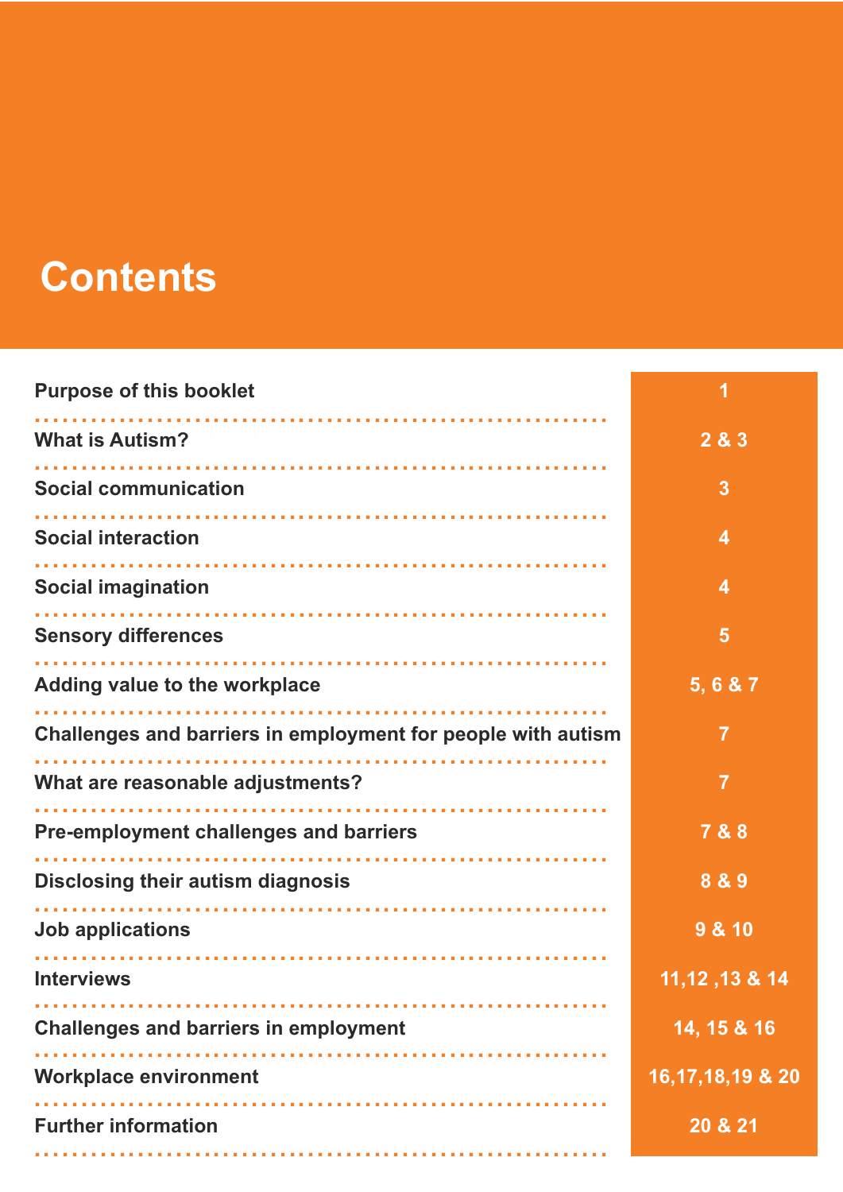# Contents

| | |
|---|---|
| Purpose of this booklet | 1 |
| What is Autism? | 2 & 3 |
| Social communication | 3 |
| Social interaction | 4 |
| Social imagination | 4 |
| Sensory differences | 5 |
| Adding value to the workplace | 5, 6 & 7 |
| Challenges and barriers in employment for people with autism | 7 |
| What are reasonable adjustments? | 7 |
| Pre-employment challenges and barriers | 7 & 8 |
| Disclosing their autism diagnosis | 8 & 9 |
| Job applications | 9 & 10 |
| Interviews | 11,12 ,13 & 14 |
| Challenges and barriers in employment | 14, 15 & 16 |
| Workplace environment | 16,17,18,19 & 20 |
| Further information | 20 & 21 |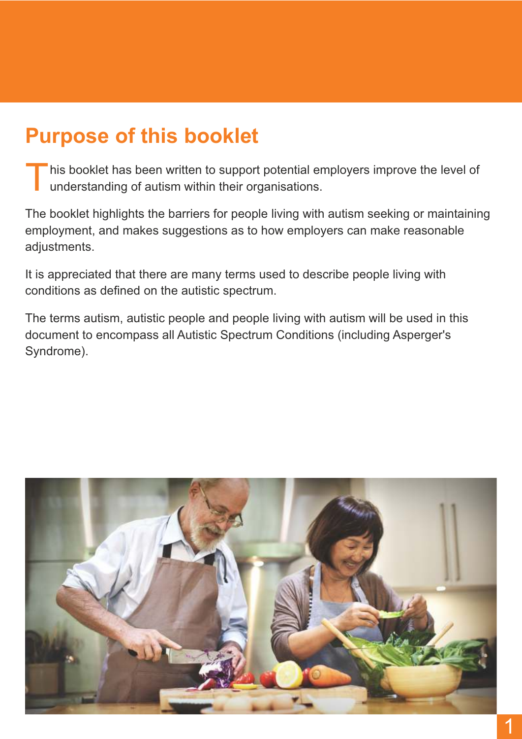# Purpose of this booklet

This booklet has been written to support potential employers improve the level of understanding of autism within their organisations.

The booklet highlights the barriers for people living with autism seeking or maintaining employment, and makes suggestions as to how employers can make reasonable adjustments.

It is appreciated that there are many terms used to describe people living with conditions as defined on the autistic spectrum.

The terms autism, autistic people and people living with autism will be used in this document to encompass all Autistic Spectrum Conditions (including Asperger's Syndrome).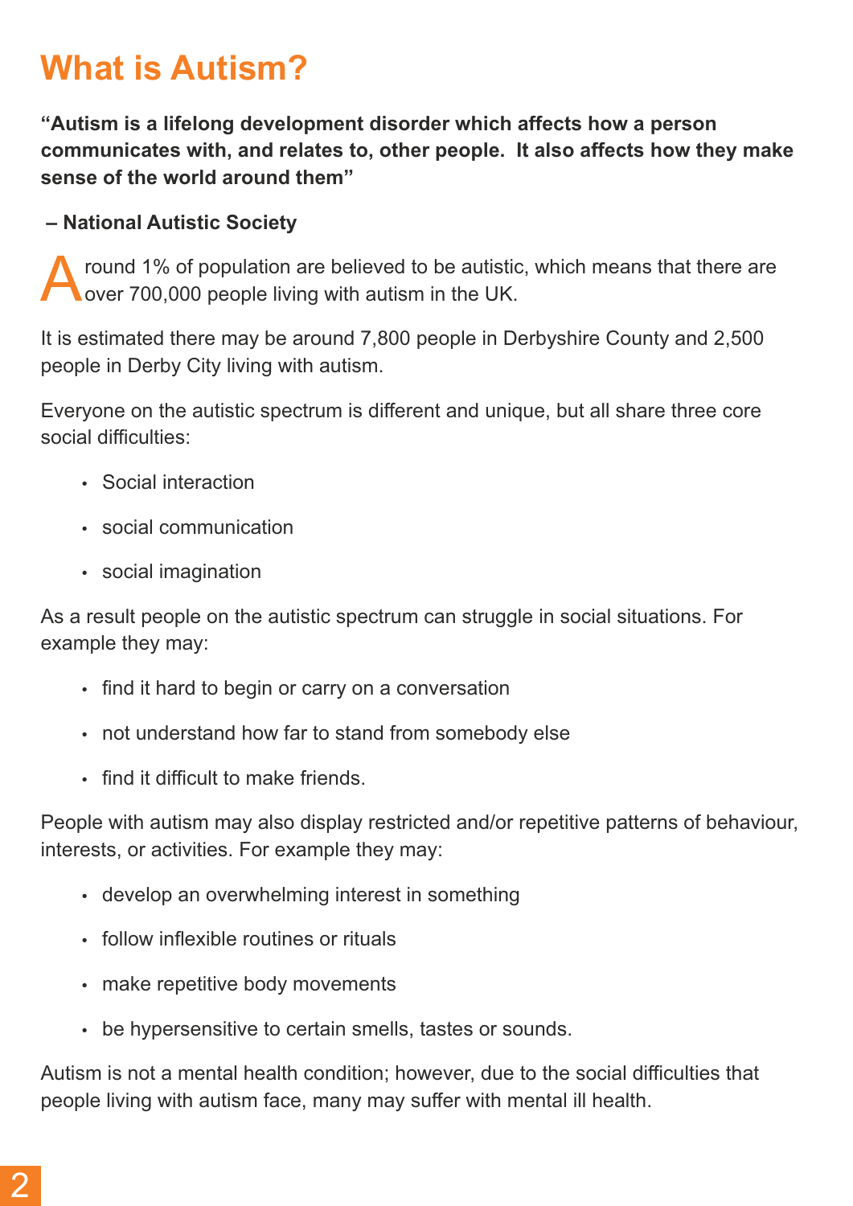# What is Autism?

**"Autism is a lifelong development disorder which affects how a person communicates with, and relates to, other people. It also affects how they make sense of the world around them"**

**– National Autistic Society**

Around 1% of population are believed to be autistic, which means that there are over 700,000 people living with autism in the UK.

It is estimated there may be around 7,800 people in Derbyshire County and 2,500 people in Derby City living with autism.

Everyone on the autistic spectrum is different and unique, but all share three core social difficulties:

- Social interaction
- social communication
- social imagination

As a result people on the autistic spectrum can struggle in social situations. For example they may:

- find it hard to begin or carry on a conversation
- not understand how far to stand from somebody else
- find it difficult to make friends.

People with autism may also display restricted and/or repetitive patterns of behaviour, interests, or activities. For example they may:

- develop an overwhelming interest in something
- follow inflexible routines or rituals
- make repetitive body movements
- be hypersensitive to certain smells, tastes or sounds.

Autism is not a mental health condition; however, due to the social difficulties that people living with autism face, many may suffer with mental ill health.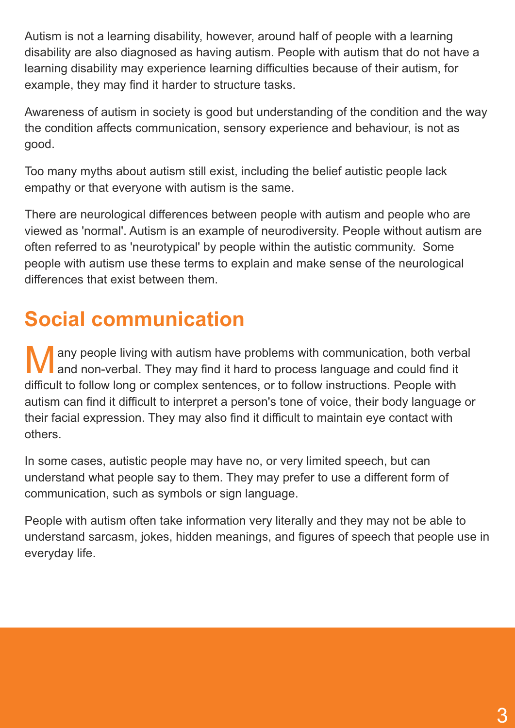Autism is not a learning disability, however, around half of people with a learning disability are also diagnosed as having autism. People with autism that do not have a learning disability may experience learning difficulties because of their autism, for example, they may find it harder to structure tasks.

Awareness of autism in society is good but understanding of the condition and the way the condition affects communication, sensory experience and behaviour, is not as good.

Too many myths about autism still exist, including the belief autistic people lack empathy or that everyone with autism is the same.

There are neurological differences between people with autism and people who are viewed as 'normal'. Autism is an example of neurodiversity. People without autism are often referred to as 'neurotypical' by people within the autistic community. Some people with autism use these terms to explain and make sense of the neurological differences that exist between them.

## Social communication

Many people living with autism have problems with communication, both verbal and non-verbal. They may find it hard to process language and could find it difficult to follow long or complex sentences, or to follow instructions. People with autism can find it difficult to interpret a person's tone of voice, their body language or their facial expression. They may also find it difficult to maintain eye contact with others.

In some cases, autistic people may have no, or very limited speech, but can understand what people say to them. They may prefer to use a different form of communication, such as symbols or sign language.

People with autism often take information very literally and they may not be able to understand sarcasm, jokes, hidden meanings, and figures of speech that people use in everyday life.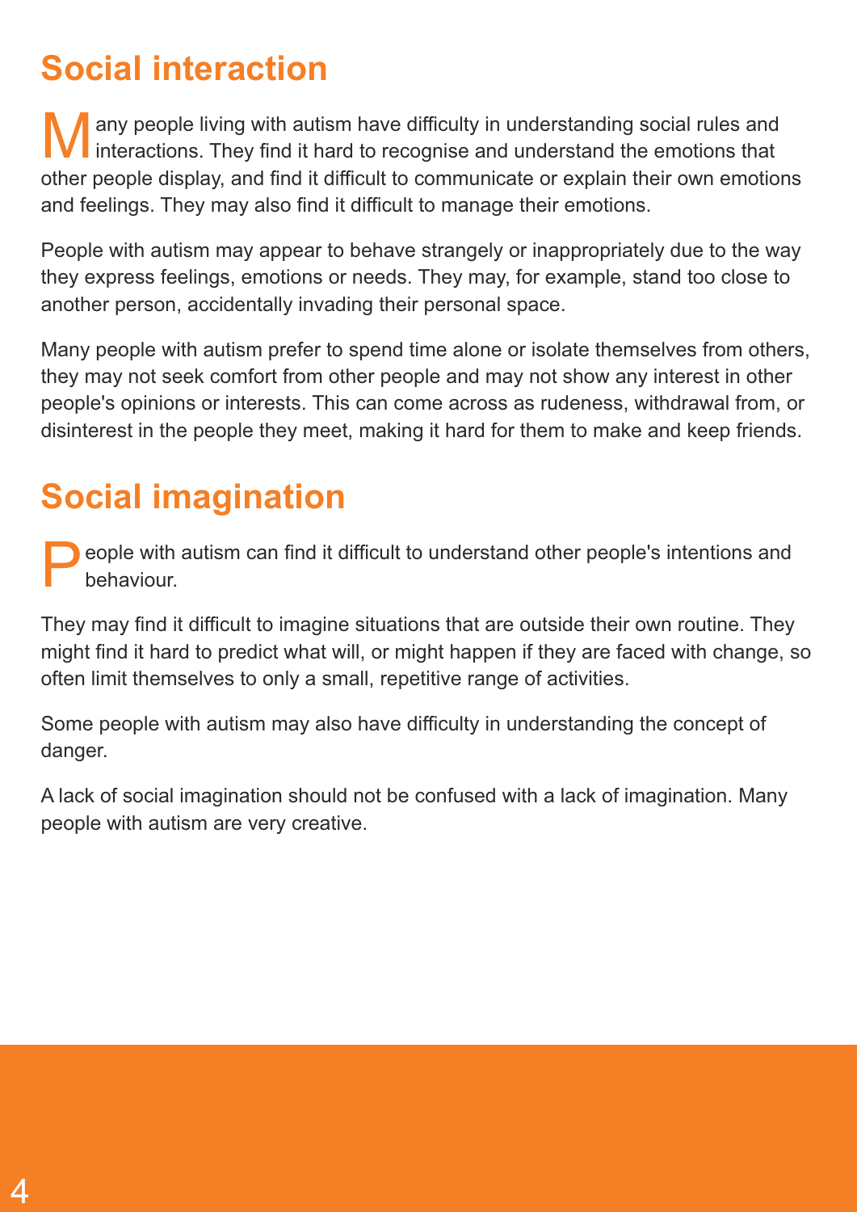## Social interaction

Many people living with autism have difficulty in understanding social rules and interactions. They find it hard to recognise and understand the emotions that other people display, and find it difficult to communicate or explain their own emotions and feelings. They may also find it difficult to manage their emotions.

People with autism may appear to behave strangely or inappropriately due to the way they express feelings, emotions or needs. They may, for example, stand too close to another person, accidentally invading their personal space.

Many people with autism prefer to spend time alone or isolate themselves from others, they may not seek comfort from other people and may not show any interest in other people's opinions or interests. This can come across as rudeness, withdrawal from, or disinterest in the people they meet, making it hard for them to make and keep friends.

## Social imagination

People with autism can find it difficult to understand other people's intentions and behaviour.

They may find it difficult to imagine situations that are outside their own routine. They might find it hard to predict what will, or might happen if they are faced with change, so often limit themselves to only a small, repetitive range of activities.

Some people with autism may also have difficulty in understanding the concept of danger.

A lack of social imagination should not be confused with a lack of imagination. Many people with autism are very creative.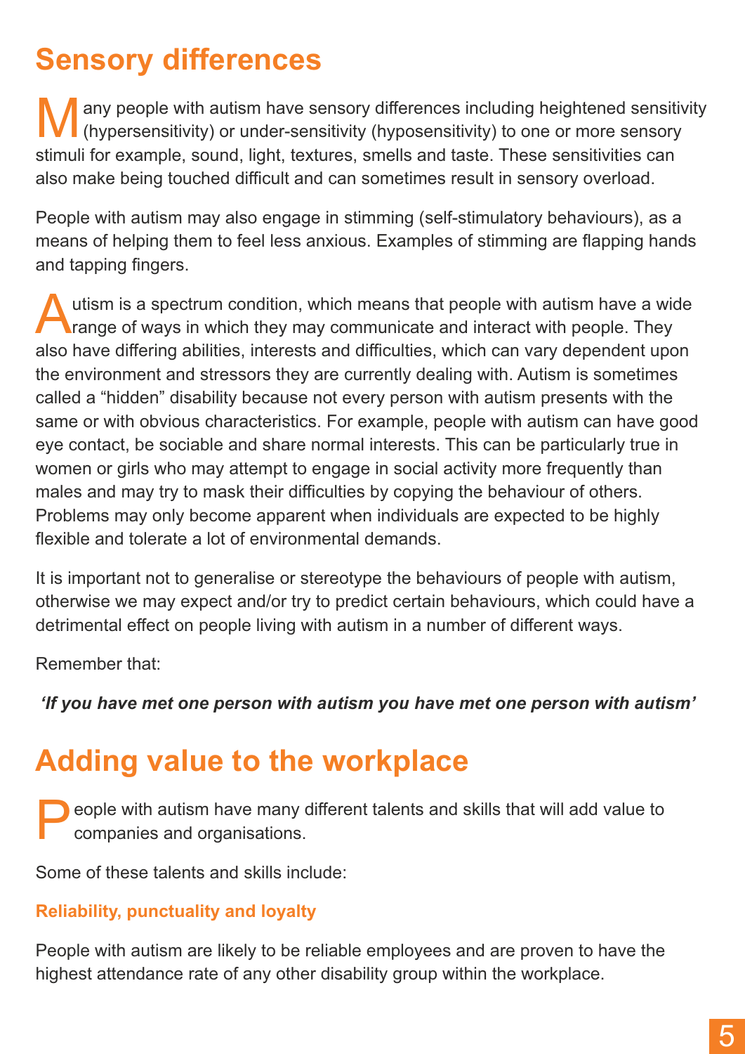## Sensory differences

Many people with autism have sensory differences including heightened sensitivity (hypersensitivity) or under-sensitivity (hyposensitivity) to one or more sensory stimuli for example, sound, light, textures, smells and taste. These sensitivities can also make being touched difficult and can sometimes result in sensory overload.

People with autism may also engage in stimming (self-stimulatory behaviours), as a means of helping them to feel less anxious. Examples of stimming are flapping hands and tapping fingers.

Autism is a spectrum condition, which means that people with autism have a wide range of ways in which they may communicate and interact with people. They also have differing abilities, interests and difficulties, which can vary dependent upon the environment and stressors they are currently dealing with. Autism is sometimes called a "hidden" disability because not every person with autism presents with the same or with obvious characteristics. For example, people with autism can have good eye contact, be sociable and share normal interests. This can be particularly true in women or girls who may attempt to engage in social activity more frequently than males and may try to mask their difficulties by copying the behaviour of others. Problems may only become apparent when individuals are expected to be highly flexible and tolerate a lot of environmental demands.

It is important not to generalise or stereotype the behaviours of people with autism, otherwise we may expect and/or try to predict certain behaviours, which could have a detrimental effect on people living with autism in a number of different ways.

Remember that:

***'If you have met one person with autism you have met one person with autism'***

## Adding value to the workplace

People with autism have many different talents and skills that will add value to companies and organisations.

Some of these talents and skills include:

### Reliability, punctuality and loyalty

People with autism are likely to be reliable employees and are proven to have the highest attendance rate of any other disability group within the workplace.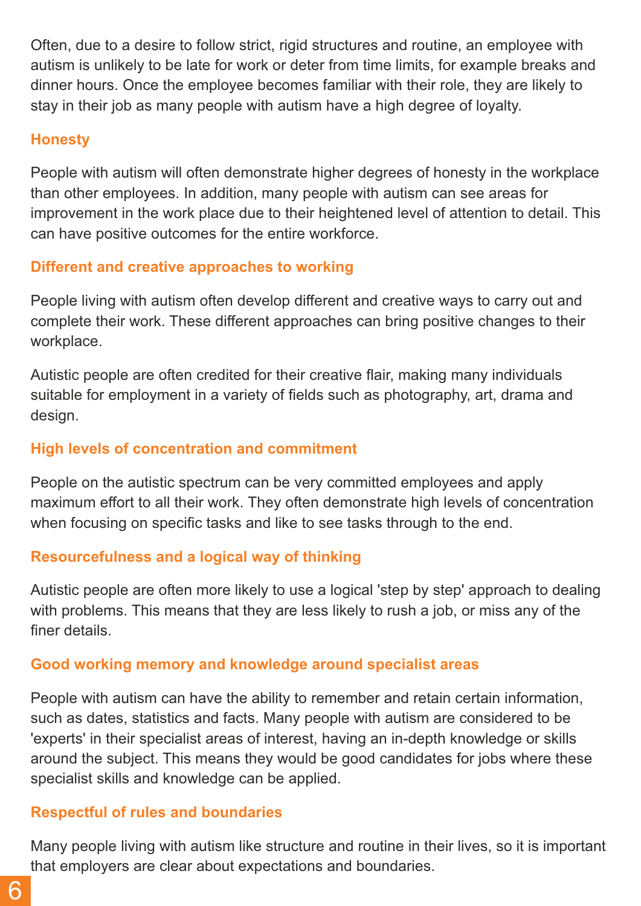Often, due to a desire to follow strict, rigid structures and routine, an employee with autism is unlikely to be late for work or deter from time limits, for example breaks and dinner hours. Once the employee becomes familiar with their role, they are likely to stay in their job as many people with autism have a high degree of loyalty.

### Honesty

People with autism will often demonstrate higher degrees of honesty in the workplace than other employees. In addition, many people with autism can see areas for improvement in the work place due to their heightened level of attention to detail. This can have positive outcomes for the entire workforce.

### Different and creative approaches to working

People living with autism often develop different and creative ways to carry out and complete their work. These different approaches can bring positive changes to their workplace.

Autistic people are often credited for their creative flair, making many individuals suitable for employment in a variety of fields such as photography, art, drama and design.

### High levels of concentration and commitment

People on the autistic spectrum can be very committed employees and apply maximum effort to all their work. They often demonstrate high levels of concentration when focusing on specific tasks and like to see tasks through to the end.

### Resourcefulness and a logical way of thinking

Autistic people are often more likely to use a logical 'step by step' approach to dealing with problems. This means that they are less likely to rush a job, or miss any of the finer details.

### Good working memory and knowledge around specialist areas

People with autism can have the ability to remember and retain certain information, such as dates, statistics and facts. Many people with autism are considered to be 'experts' in their specialist areas of interest, having an in-depth knowledge or skills around the subject. This means they would be good candidates for jobs where these specialist skills and knowledge can be applied.

### Respectful of rules and boundaries

Many people living with autism like structure and routine in their lives, so it is important that employers are clear about expectations and boundaries.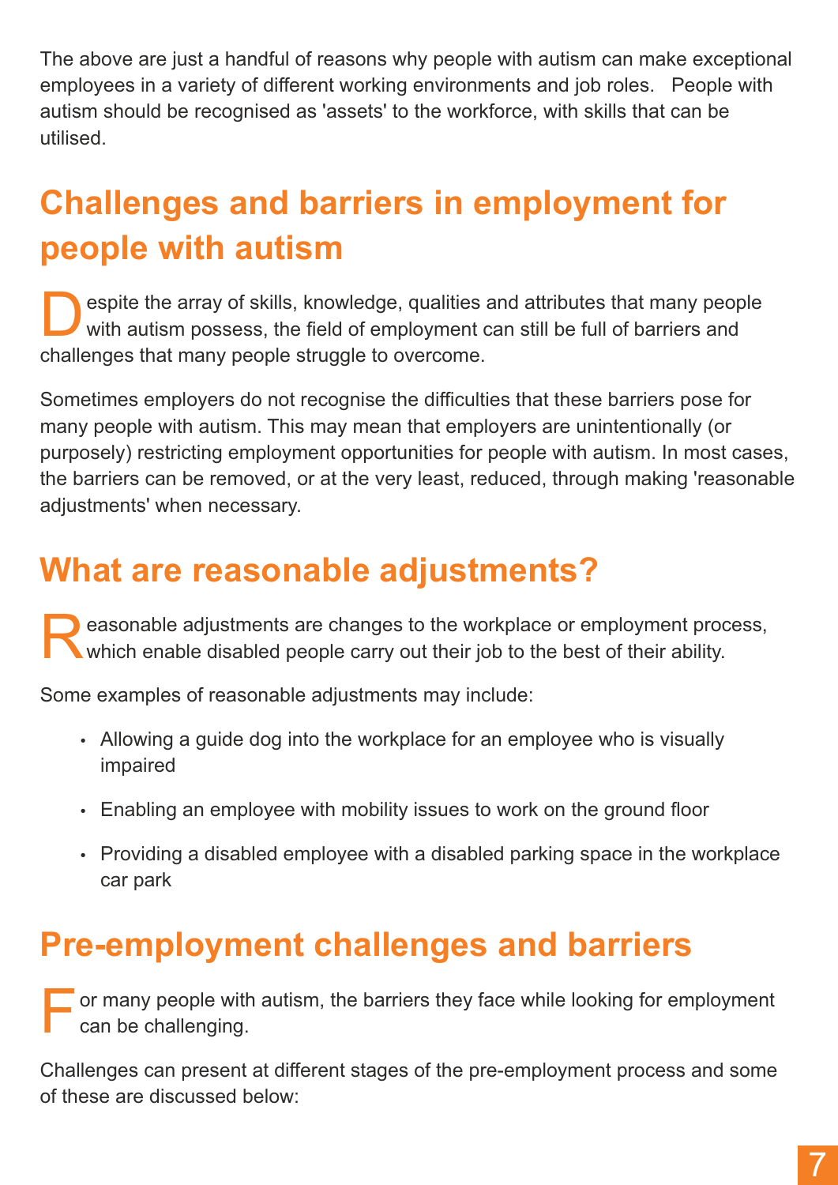The above are just a handful of reasons why people with autism can make exceptional employees in a variety of different working environments and job roles. People with autism should be recognised as 'assets' to the workforce, with skills that can be utilised.

## Challenges and barriers in employment for people with autism

Despite the array of skills, knowledge, qualities and attributes that many people with autism possess, the field of employment can still be full of barriers and challenges that many people struggle to overcome.

Sometimes employers do not recognise the difficulties that these barriers pose for many people with autism. This may mean that employers are unintentionally (or purposely) restricting employment opportunities for people with autism. In most cases, the barriers can be removed, or at the very least, reduced, through making 'reasonable adjustments' when necessary.

## What are reasonable adjustments?

Reasonable adjustments are changes to the workplace or employment process, which enable disabled people carry out their job to the best of their ability.

Some examples of reasonable adjustments may include:

- Allowing a guide dog into the workplace for an employee who is visually impaired
- Enabling an employee with mobility issues to work on the ground floor
- Providing a disabled employee with a disabled parking space in the workplace car park

## Pre-employment challenges and barriers

For many people with autism, the barriers they face while looking for employment can be challenging.

Challenges can present at different stages of the pre-employment process and some of these are discussed below: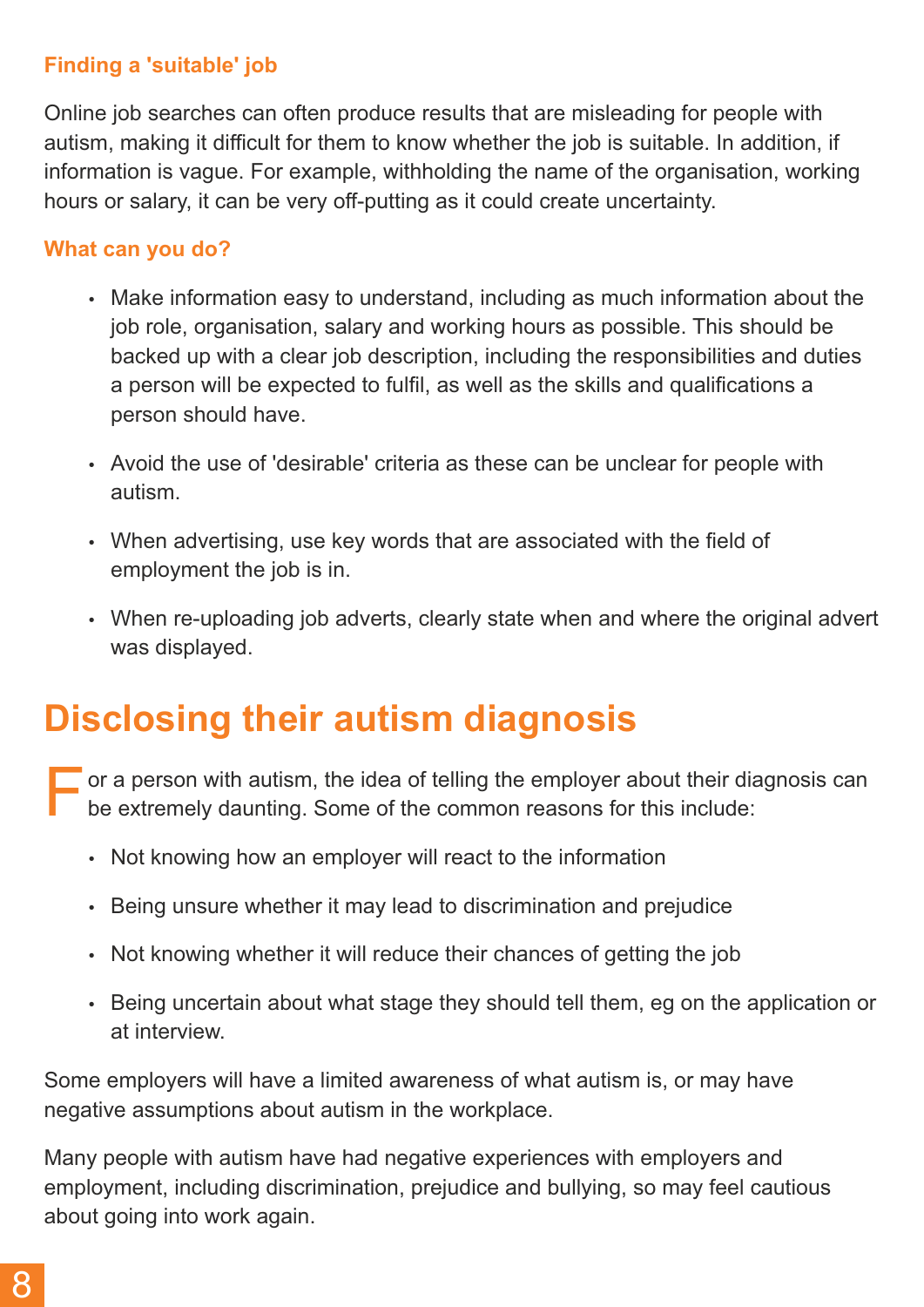### Finding a 'suitable' job

Online job searches can often produce results that are misleading for people with autism, making it difficult for them to know whether the job is suitable. In addition, if information is vague. For example, withholding the name of the organisation, working hours or salary, it can be very off-putting as it could create uncertainty.

### What can you do?

- Make information easy to understand, including as much information about the job role, organisation, salary and working hours as possible. This should be backed up with a clear job description, including the responsibilities and duties a person will be expected to fulfil, as well as the skills and qualifications a person should have.
- Avoid the use of 'desirable' criteria as these can be unclear for people with autism.
- When advertising, use key words that are associated with the field of employment the job is in.
- When re-uploading job adverts, clearly state when and where the original advert was displayed.

## Disclosing their autism diagnosis

For a person with autism, the idea of telling the employer about their diagnosis can be extremely daunting. Some of the common reasons for this include:

- Not knowing how an employer will react to the information
- Being unsure whether it may lead to discrimination and prejudice
- Not knowing whether it will reduce their chances of getting the job
- Being uncertain about what stage they should tell them, eg on the application or at interview.

Some employers will have a limited awareness of what autism is, or may have negative assumptions about autism in the workplace.

Many people with autism have had negative experiences with employers and employment, including discrimination, prejudice and bullying, so may feel cautious about going into work again.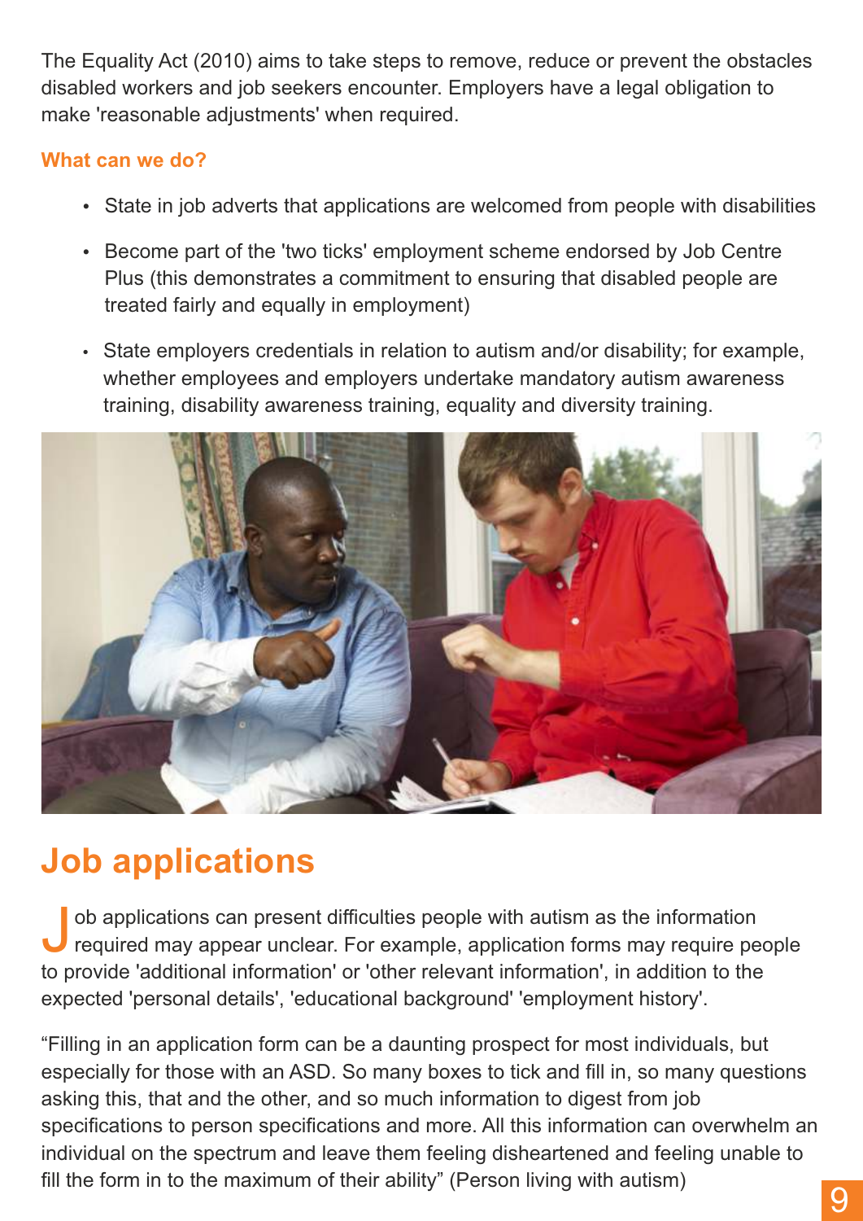The Equality Act (2010) aims to take steps to remove, reduce or prevent the obstacles disabled workers and job seekers encounter. Employers have a legal obligation to make 'reasonable adjustments' when required.

### What can we do?

- State in job adverts that applications are welcomed from people with disabilities
- Become part of the 'two ticks' employment scheme endorsed by Job Centre Plus (this demonstrates a commitment to ensuring that disabled people are treated fairly and equally in employment)
- State employers credentials in relation to autism and/or disability; for example, whether employees and employers undertake mandatory autism awareness training, disability awareness training, equality and diversity training.

## Job applications

Job applications can present difficulties people with autism as the information required may appear unclear. For example, application forms may require people to provide 'additional information' or 'other relevant information', in addition to the expected 'personal details', 'educational background' 'employment history'.

“Filling in an application form can be a daunting prospect for most individuals, but especially for those with an ASD. So many boxes to tick and fill in, so many questions asking this, that and the other, and so much information to digest from job specifications to person specifications and more. All this information can overwhelm an individual on the spectrum and leave them feeling disheartened and feeling unable to fill the form in to the maximum of their ability” (Person living with autism)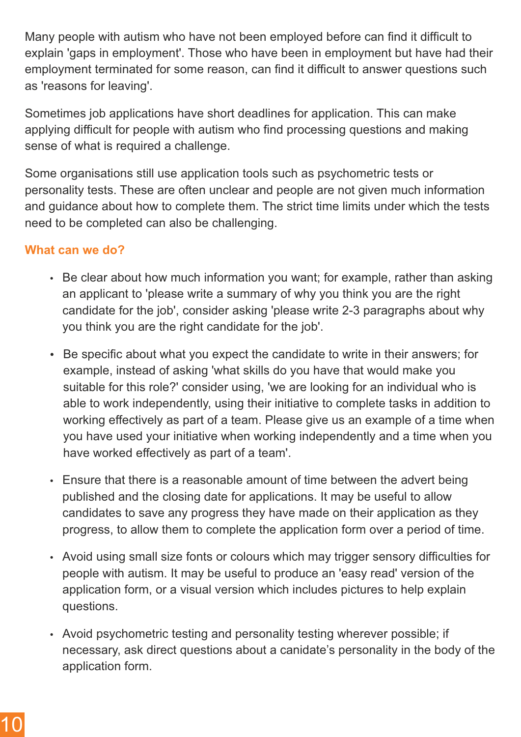Many people with autism who have not been employed before can find it difficult to explain 'gaps in employment'. Those who have been in employment but have had their employment terminated for some reason, can find it difficult to answer questions such as 'reasons for leaving'.

Sometimes job applications have short deadlines for application. This can make applying difficult for people with autism who find processing questions and making sense of what is required a challenge.

Some organisations still use application tools such as psychometric tests or personality tests. These are often unclear and people are not given much information and guidance about how to complete them. The strict time limits under which the tests need to be completed can also be challenging.

### What can we do?

- Be clear about how much information you want; for example, rather than asking an applicant to 'please write a summary of why you think you are the right candidate for the job', consider asking 'please write 2-3 paragraphs about why you think you are the right candidate for the job'.
- Be specific about what you expect the candidate to write in their answers; for example, instead of asking 'what skills do you have that would make you suitable for this role?' consider using, 'we are looking for an individual who is able to work independently, using their initiative to complete tasks in addition to working effectively as part of a team. Please give us an example of a time when you have used your initiative when working independently and a time when you have worked effectively as part of a team'.
- Ensure that there is a reasonable amount of time between the advert being published and the closing date for applications. It may be useful to allow candidates to save any progress they have made on their application as they progress, to allow them to complete the application form over a period of time.
- Avoid using small size fonts or colours which may trigger sensory difficulties for people with autism. It may be useful to produce an 'easy read' version of the application form, or a visual version which includes pictures to help explain questions.
- Avoid psychometric testing and personality testing wherever possible; if necessary, ask direct questions about a canidate's personality in the body of the application form.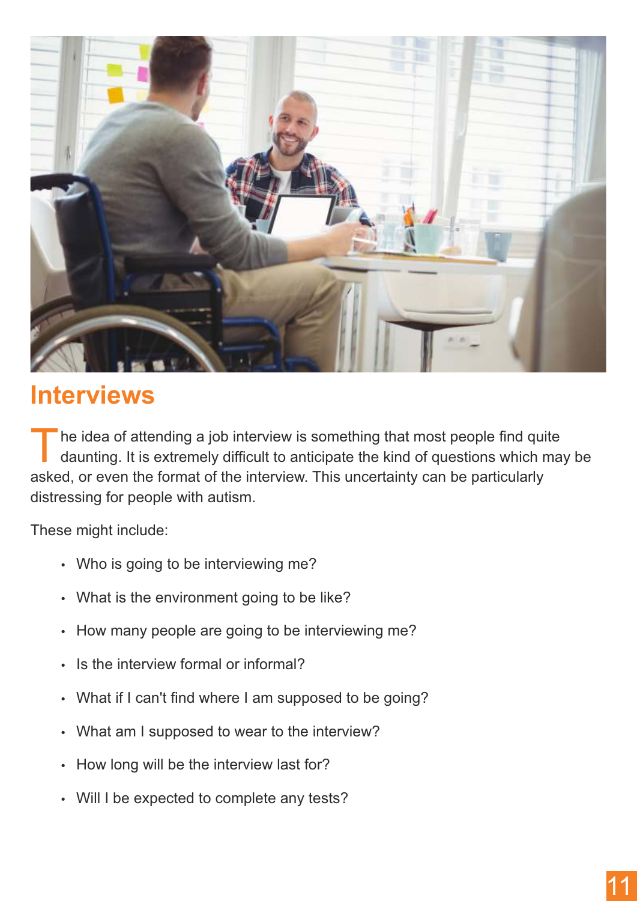# Interviews

The idea of attending a job interview is something that most people find quite daunting. It is extremely difficult to anticipate the kind of questions which may be asked, or even the format of the interview. This uncertainty can be particularly distressing for people with autism.

These might include:

- Who is going to be interviewing me?
- What is the environment going to be like?
- How many people are going to be interviewing me?
- Is the interview formal or informal?
- What if I can't find where I am supposed to be going?
- What am I supposed to wear to the interview?
- How long will be the interview last for?
- Will I be expected to complete any tests?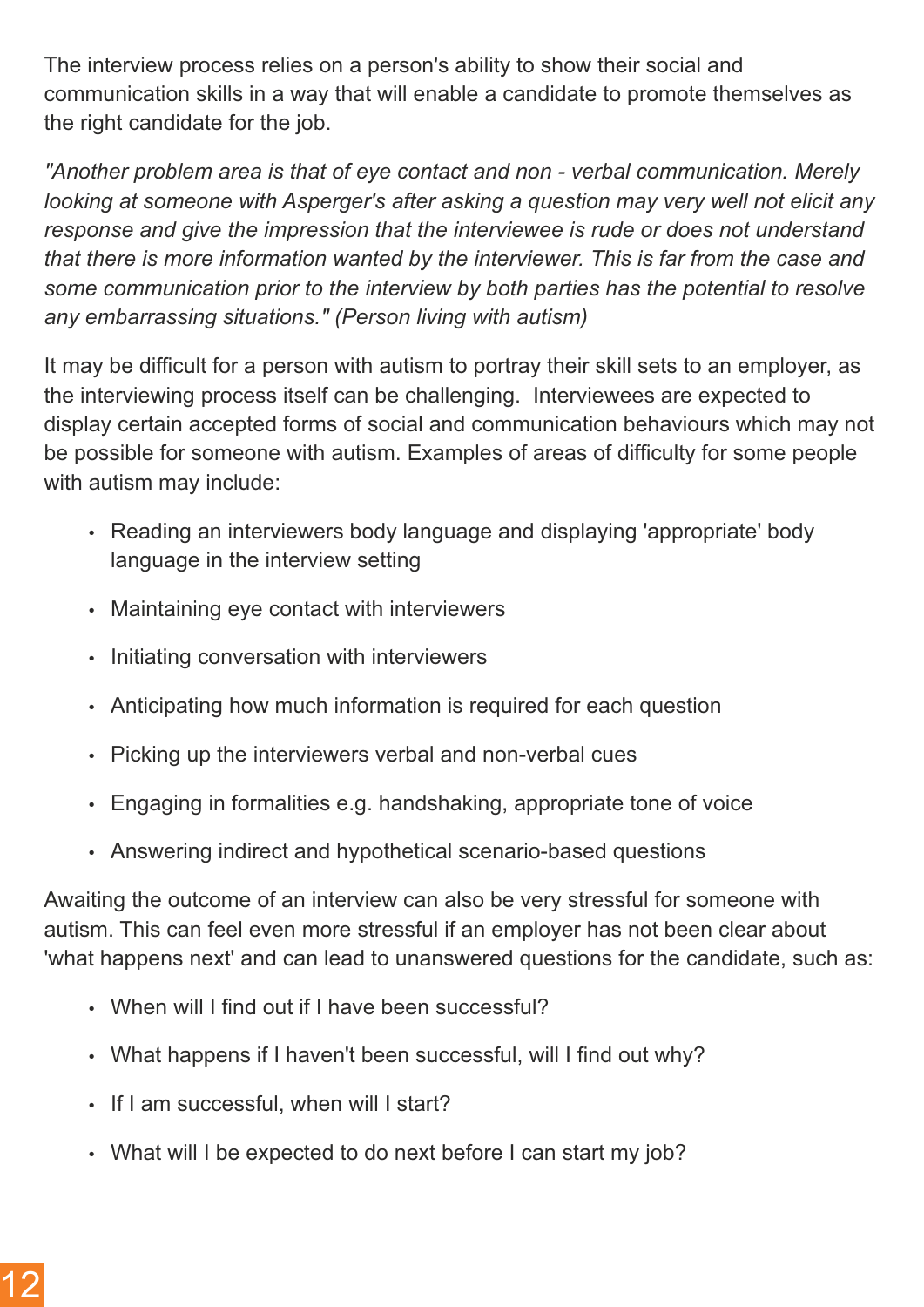The interview process relies on a person's ability to show their social and communication skills in a way that will enable a candidate to promote themselves as the right candidate for the job.

*"Another problem area is that of eye contact and non - verbal communication. Merely looking at someone with Asperger's after asking a question may very well not elicit any response and give the impression that the interviewee is rude or does not understand that there is more information wanted by the interviewer. This is far from the case and some communication prior to the interview by both parties has the potential to resolve any embarrassing situations." (Person living with autism)*

It may be difficult for a person with autism to portray their skill sets to an employer, as the interviewing process itself can be challenging. Interviewees are expected to display certain accepted forms of social and communication behaviours which may not be possible for someone with autism. Examples of areas of difficulty for some people with autism may include:

- Reading an interviewers body language and displaying 'appropriate' body language in the interview setting
- Maintaining eye contact with interviewers
- Initiating conversation with interviewers
- Anticipating how much information is required for each question
- Picking up the interviewers verbal and non-verbal cues
- Engaging in formalities e.g. handshaking, appropriate tone of voice
- Answering indirect and hypothetical scenario-based questions

Awaiting the outcome of an interview can also be very stressful for someone with autism. This can feel even more stressful if an employer has not been clear about 'what happens next' and can lead to unanswered questions for the candidate, such as:

- When will I find out if I have been successful?
- What happens if I haven't been successful, will I find out why?
- If I am successful, when will I start?
- What will I be expected to do next before I can start my job?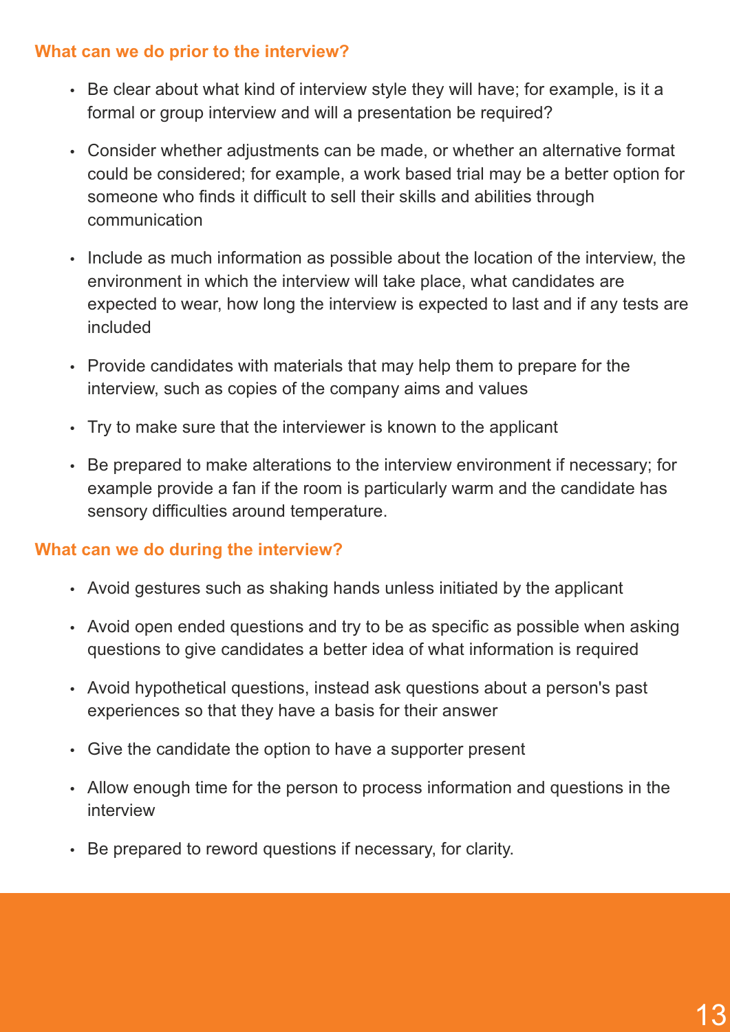### What can we do prior to the interview?

- Be clear about what kind of interview style they will have; for example, is it a formal or group interview and will a presentation be required?
- Consider whether adjustments can be made, or whether an alternative format could be considered; for example, a work based trial may be a better option for someone who finds it difficult to sell their skills and abilities through communication
- Include as much information as possible about the location of the interview, the environment in which the interview will take place, what candidates are expected to wear, how long the interview is expected to last and if any tests are included
- Provide candidates with materials that may help them to prepare for the interview, such as copies of the company aims and values
- Try to make sure that the interviewer is known to the applicant
- Be prepared to make alterations to the interview environment if necessary; for example provide a fan if the room is particularly warm and the candidate has sensory difficulties around temperature.

### What can we do during the interview?

- Avoid gestures such as shaking hands unless initiated by the applicant
- Avoid open ended questions and try to be as specific as possible when asking questions to give candidates a better idea of what information is required
- Avoid hypothetical questions, instead ask questions about a person's past experiences so that they have a basis for their answer
- Give the candidate the option to have a supporter present
- Allow enough time for the person to process information and questions in the interview
- Be prepared to reword questions if necessary, for clarity.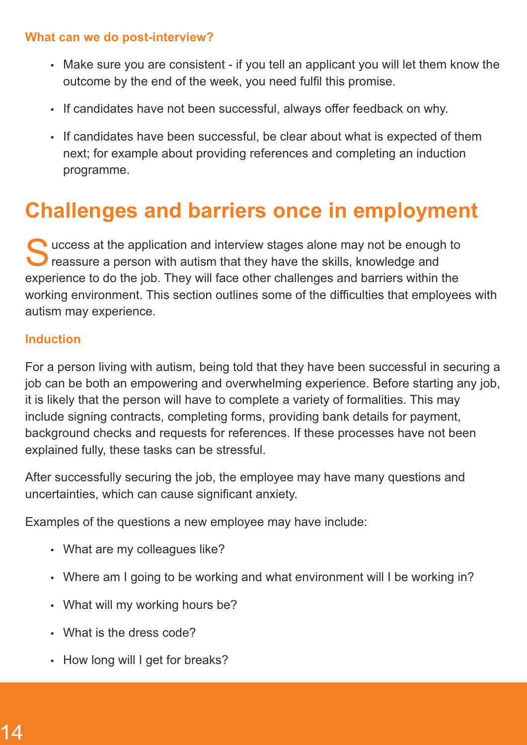### What can we do post-interview?

- Make sure you are consistent - if you tell an applicant you will let them know the outcome by the end of the week, you need fulfil this promise.
- If candidates have not been successful, always offer feedback on why.
- If candidates have been successful, be clear about what is expected of them next; for example about providing references and completing an induction programme.

## Challenges and barriers once in employment

Success at the application and interview stages alone may not be enough to reassure a person with autism that they have the skills, knowledge and experience to do the job. They will face other challenges and barriers within the working environment. This section outlines some of the difficulties that employees with autism may experience.

### Induction

For a person living with autism, being told that they have been successful in securing a job can be both an empowering and overwhelming experience. Before starting any job, it is likely that the person will have to complete a variety of formalities. This may include signing contracts, completing forms, providing bank details for payment, background checks and requests for references. If these processes have not been explained fully, these tasks can be stressful.

After successfully securing the job, the employee may have many questions and uncertainties, which can cause significant anxiety.

Examples of the questions a new employee may have include:

- What are my colleagues like?
- Where am I going to be working and what environment will I be working in?
- What will my working hours be?
- What is the dress code?
- How long will I get for breaks?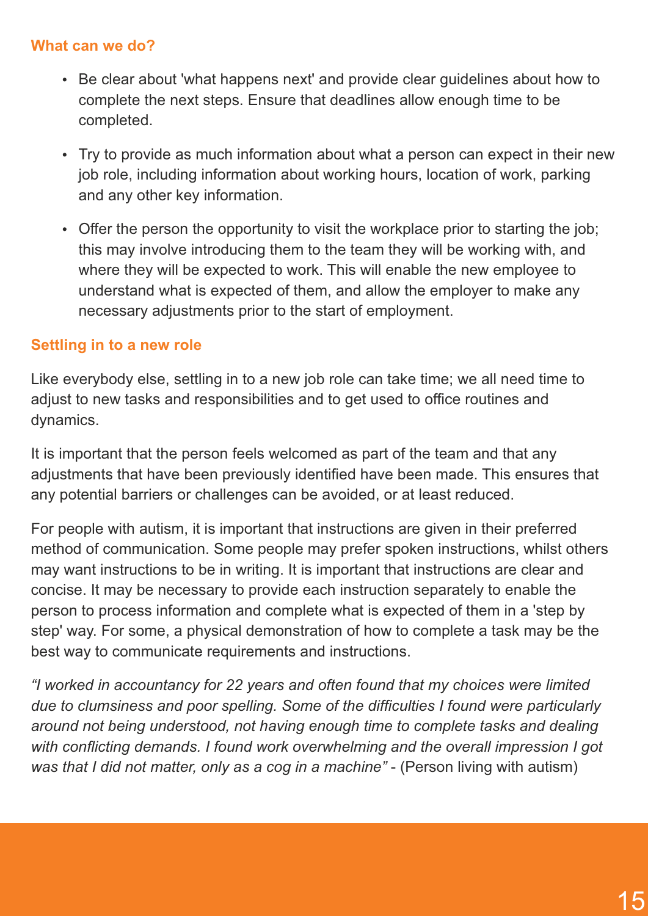### What can we do?

- Be clear about 'what happens next' and provide clear guidelines about how to complete the next steps. Ensure that deadlines allow enough time to be completed.
- Try to provide as much information about what a person can expect in their new job role, including information about working hours, location of work, parking and any other key information.
- Offer the person the opportunity to visit the workplace prior to starting the job; this may involve introducing them to the team they will be working with, and where they will be expected to work. This will enable the new employee to understand what is expected of them, and allow the employer to make any necessary adjustments prior to the start of employment.

### Settling in to a new role

Like everybody else, settling in to a new job role can take time; we all need time to adjust to new tasks and responsibilities and to get used to office routines and dynamics.

It is important that the person feels welcomed as part of the team and that any adjustments that have been previously identified have been made. This ensures that any potential barriers or challenges can be avoided, or at least reduced.

For people with autism, it is important that instructions are given in their preferred method of communication. Some people may prefer spoken instructions, whilst others may want instructions to be in writing. It is important that instructions are clear and concise. It may be necessary to provide each instruction separately to enable the person to process information and complete what is expected of them in a 'step by step' way. For some, a physical demonstration of how to complete a task may be the best way to communicate requirements and instructions.

*“I worked in accountancy for 22 years and often found that my choices were limited due to clumsiness and poor spelling. Some of the difficulties I found were particularly around not being understood, not having enough time to complete tasks and dealing with conflicting demands. I found work overwhelming and the overall impression I got was that I did not matter, only as a cog in a machine”* - (Person living with autism)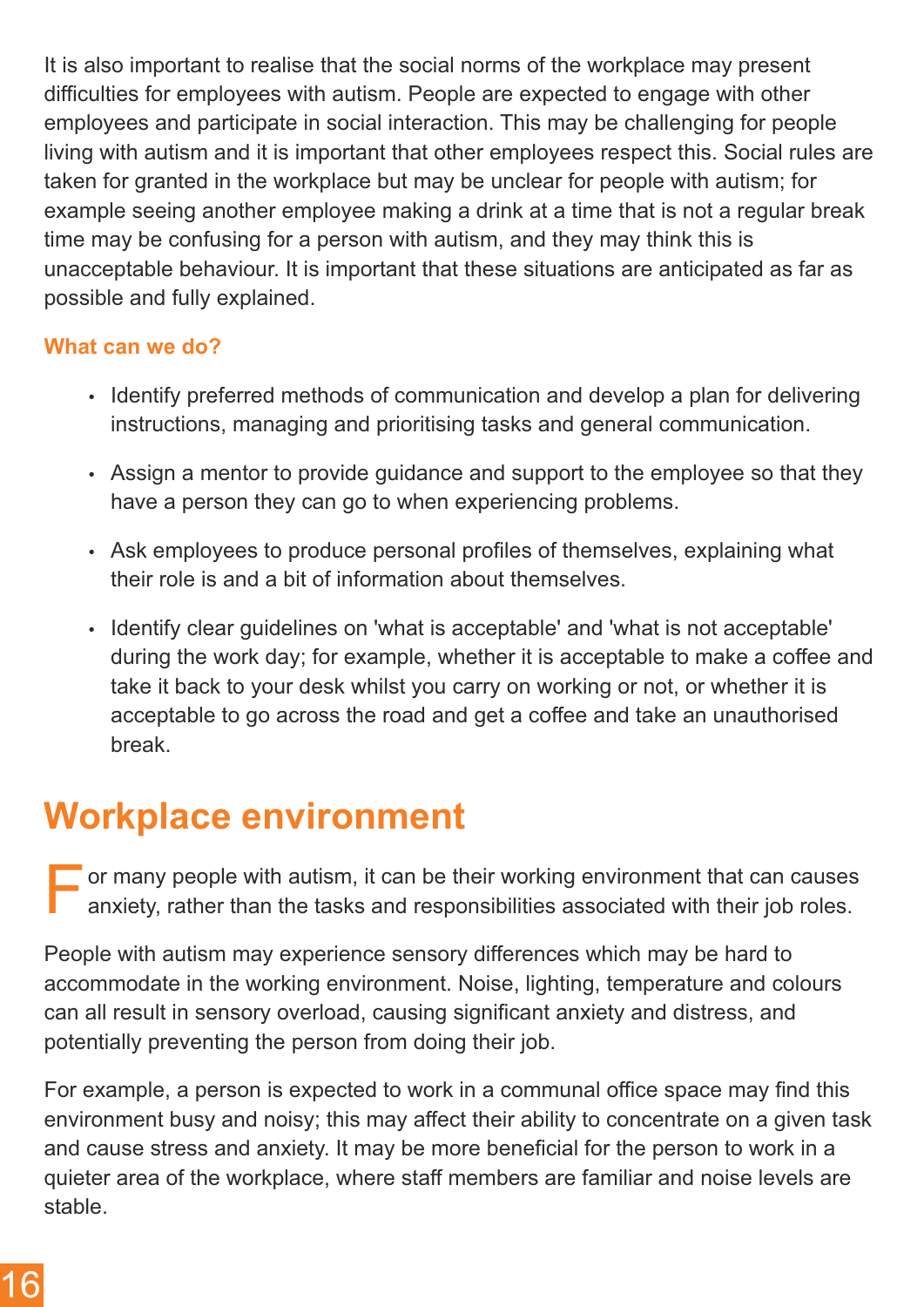It is also important to realise that the social norms of the workplace may present difficulties for employees with autism. People are expected to engage with other employees and participate in social interaction. This may be challenging for people living with autism and it is important that other employees respect this. Social rules are taken for granted in the workplace but may be unclear for people with autism; for example seeing another employee making a drink at a time that is not a regular break time may be confusing for a person with autism, and they may think this is unacceptable behaviour. It is important that these situations are anticipated as far as possible and fully explained.

### What can we do?

- Identify preferred methods of communication and develop a plan for delivering instructions, managing and prioritising tasks and general communication.
- Assign a mentor to provide guidance and support to the employee so that they have a person they can go to when experiencing problems.
- Ask employees to produce personal profiles of themselves, explaining what their role is and a bit of information about themselves.
- Identify clear guidelines on 'what is acceptable' and 'what is not acceptable' during the work day; for example, whether it is acceptable to make a coffee and take it back to your desk whilst you carry on working or not, or whether it is acceptable to go across the road and get a coffee and take an unauthorised break.

## Workplace environment

For many people with autism, it can be their working environment that can causes anxiety, rather than the tasks and responsibilities associated with their job roles.

People with autism may experience sensory differences which may be hard to accommodate in the working environment. Noise, lighting, temperature and colours can all result in sensory overload, causing significant anxiety and distress, and potentially preventing the person from doing their job.

For example, a person is expected to work in a communal office space may find this environment busy and noisy; this may affect their ability to concentrate on a given task and cause stress and anxiety. It may be more beneficial for the person to work in a quieter area of the workplace, where staff members are familiar and noise levels are stable.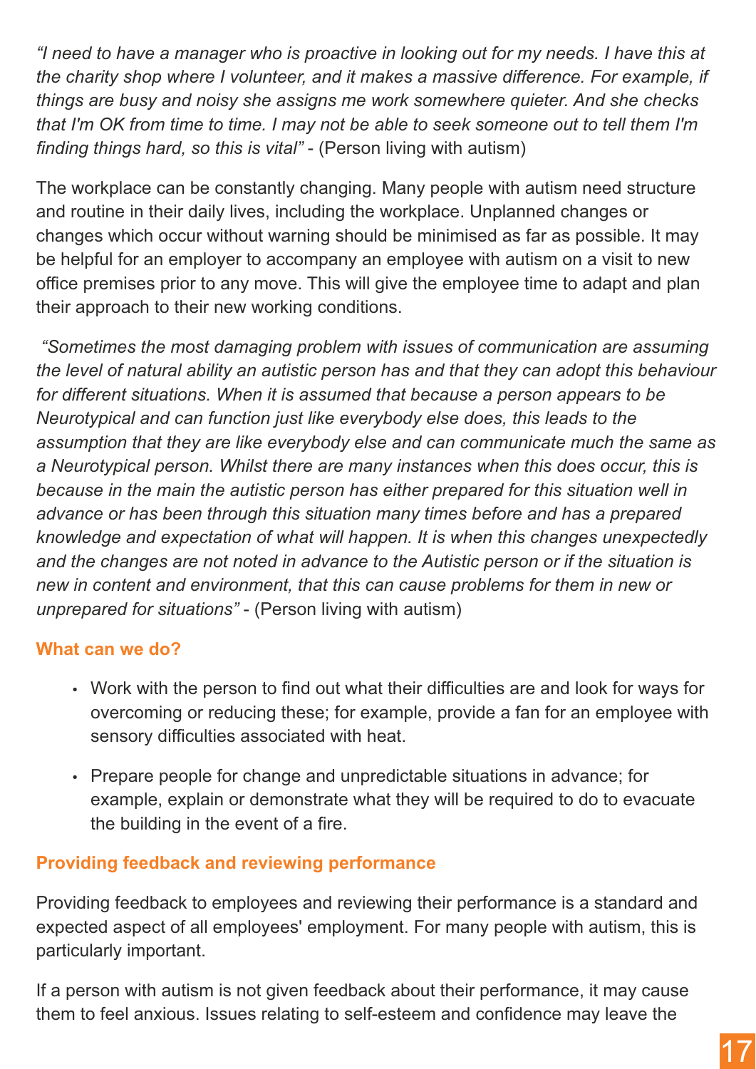*"I need to have a manager who is proactive in looking out for my needs. I have this at the charity shop where I volunteer, and it makes a massive difference. For example, if things are busy and noisy she assigns me work somewhere quieter. And she checks that I'm OK from time to time. I may not be able to seek someone out to tell them I'm finding things hard, so this is vital"* - (Person living with autism)

The workplace can be constantly changing. Many people with autism need structure and routine in their daily lives, including the workplace. Unplanned changes or changes which occur without warning should be minimised as far as possible. It may be helpful for an employer to accompany an employee with autism on a visit to new office premises prior to any move. This will give the employee time to adapt and plan their approach to their new working conditions.

*"Sometimes the most damaging problem with issues of communication are assuming the level of natural ability an autistic person has and that they can adopt this behaviour for different situations. When it is assumed that because a person appears to be Neurotypical and can function just like everybody else does, this leads to the assumption that they are like everybody else and can communicate much the same as a Neurotypical person. Whilst there are many instances when this does occur, this is because in the main the autistic person has either prepared for this situation well in advance or has been through this situation many times before and has a prepared knowledge and expectation of what will happen. It is when this changes unexpectedly and the changes are not noted in advance to the Autistic person or if the situation is new in content and environment, that this can cause problems for them in new or unprepared for situations"* - (Person living with autism)

### What can we do?

- Work with the person to find out what their difficulties are and look for ways for overcoming or reducing these; for example, provide a fan for an employee with sensory difficulties associated with heat.
- Prepare people for change and unpredictable situations in advance; for example, explain or demonstrate what they will be required to do to evacuate the building in the event of a fire.

### Providing feedback and reviewing performance

Providing feedback to employees and reviewing their performance is a standard and expected aspect of all employees' employment. For many people with autism, this is particularly important.

If a person with autism is not given feedback about their performance, it may cause them to feel anxious. Issues relating to self-esteem and confidence may leave the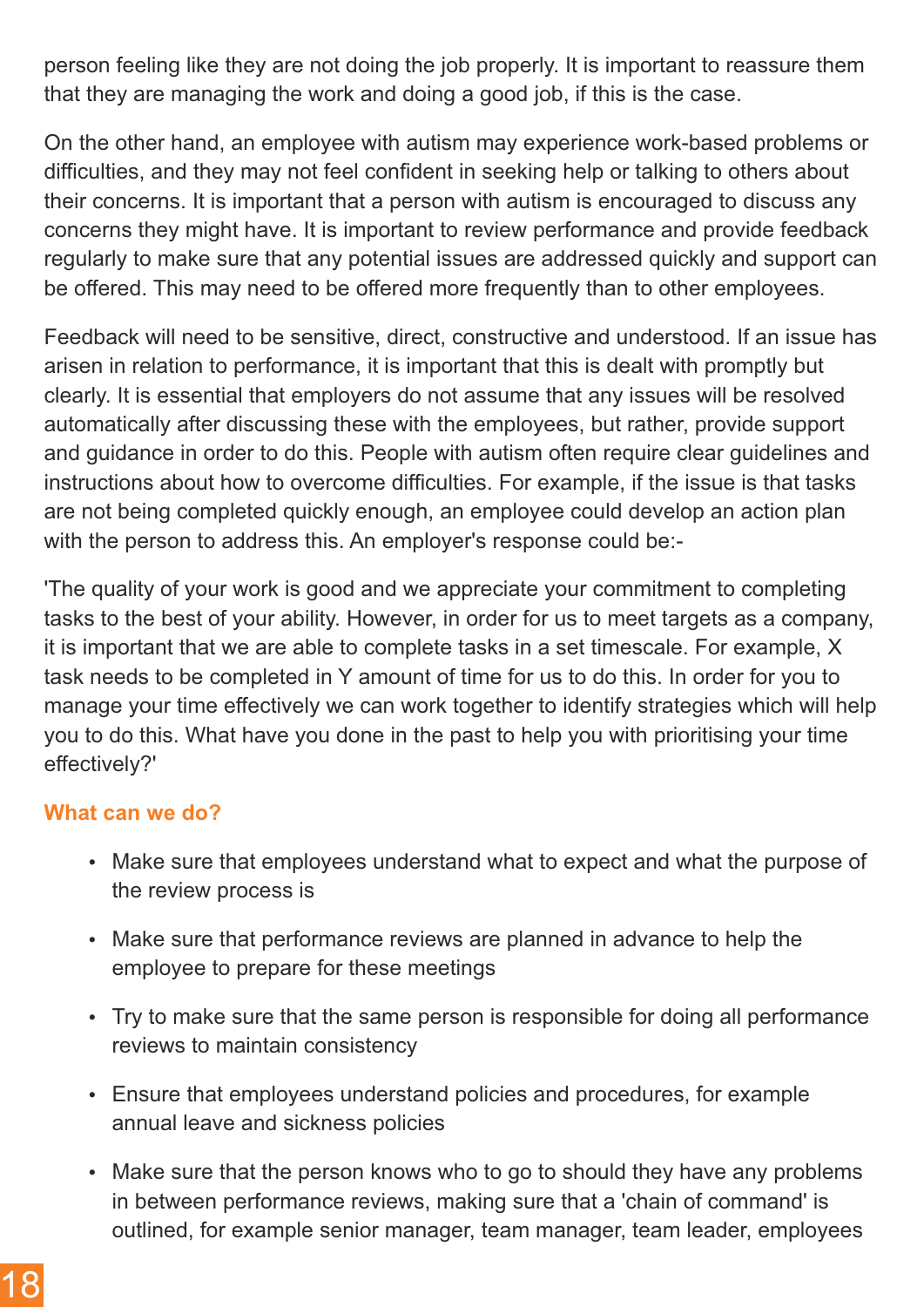person feeling like they are not doing the job properly. It is important to reassure them that they are managing the work and doing a good job, if this is the case.

On the other hand, an employee with autism may experience work-based problems or difficulties, and they may not feel confident in seeking help or talking to others about their concerns. It is important that a person with autism is encouraged to discuss any concerns they might have. It is important to review performance and provide feedback regularly to make sure that any potential issues are addressed quickly and support can be offered. This may need to be offered more frequently than to other employees.

Feedback will need to be sensitive, direct, constructive and understood. If an issue has arisen in relation to performance, it is important that this is dealt with promptly but clearly. It is essential that employers do not assume that any issues will be resolved automatically after discussing these with the employees, but rather, provide support and guidance in order to do this. People with autism often require clear guidelines and instructions about how to overcome difficulties. For example, if the issue is that tasks are not being completed quickly enough, an employee could develop an action plan with the person to address this. An employer's response could be:-

'The quality of your work is good and we appreciate your commitment to completing tasks to the best of your ability. However, in order for us to meet targets as a company, it is important that we are able to complete tasks in a set timescale. For example, X task needs to be completed in Y amount of time for us to do this. In order for you to manage your time effectively we can work together to identify strategies which will help you to do this. What have you done in the past to help you with prioritising your time effectively?'

### What can we do?

- Make sure that employees understand what to expect and what the purpose of the review process is
- Make sure that performance reviews are planned in advance to help the employee to prepare for these meetings
- Try to make sure that the same person is responsible for doing all performance reviews to maintain consistency
- Ensure that employees understand policies and procedures, for example annual leave and sickness policies
- Make sure that the person knows who to go to should they have any problems in between performance reviews, making sure that a 'chain of command' is outlined, for example senior manager, team manager, team leader, employees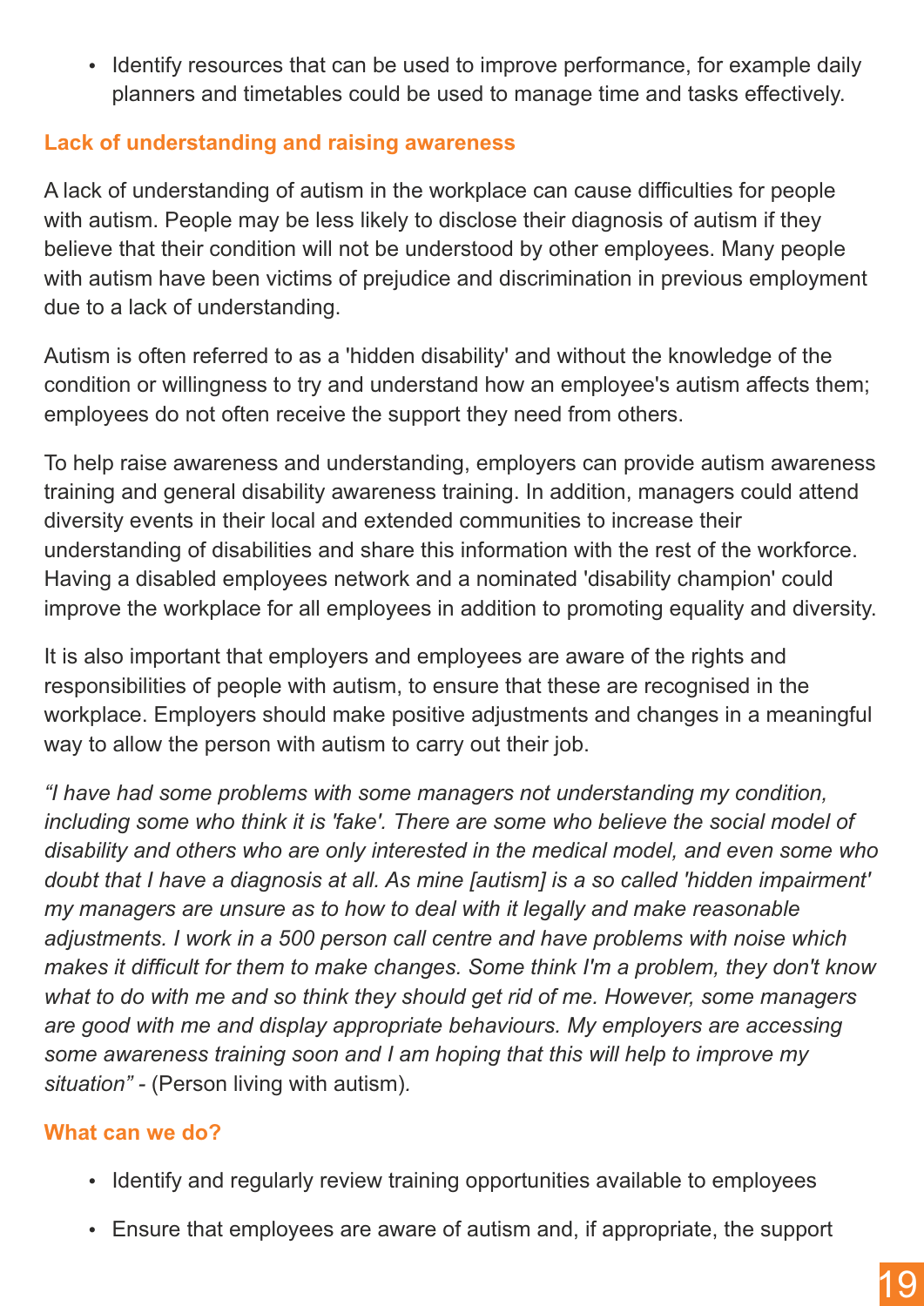- Identify resources that can be used to improve performance, for example daily planners and timetables could be used to manage time and tasks effectively.

### Lack of understanding and raising awareness

A lack of understanding of autism in the workplace can cause difficulties for people with autism. People may be less likely to disclose their diagnosis of autism if they believe that their condition will not be understood by other employees. Many people with autism have been victims of prejudice and discrimination in previous employment due to a lack of understanding.

Autism is often referred to as a 'hidden disability' and without the knowledge of the condition or willingness to try and understand how an employee's autism affects them; employees do not often receive the support they need from others.

To help raise awareness and understanding, employers can provide autism awareness training and general disability awareness training. In addition, managers could attend diversity events in their local and extended communities to increase their understanding of disabilities and share this information with the rest of the workforce. Having a disabled employees network and a nominated 'disability champion' could improve the workplace for all employees in addition to promoting equality and diversity.

It is also important that employers and employees are aware of the rights and responsibilities of people with autism, to ensure that these are recognised in the workplace. Employers should make positive adjustments and changes in a meaningful way to allow the person with autism to carry out their job.

*"I have had some problems with some managers not understanding my condition, including some who think it is 'fake'. There are some who believe the social model of disability and others who are only interested in the medical model, and even some who doubt that I have a diagnosis at all. As mine [autism] is a so called 'hidden impairment' my managers are unsure as to how to deal with it legally and make reasonable adjustments. I work in a 500 person call centre and have problems with noise which makes it difficult for them to make changes. Some think I'm a problem, they don't know what to do with me and so think they should get rid of me. However, some managers are good with me and display appropriate behaviours. My employers are accessing some awareness training soon and I am hoping that this will help to improve my situation"* - (Person living with autism).

### What can we do?

- Identify and regularly review training opportunities available to employees
- Ensure that employees are aware of autism and, if appropriate, the support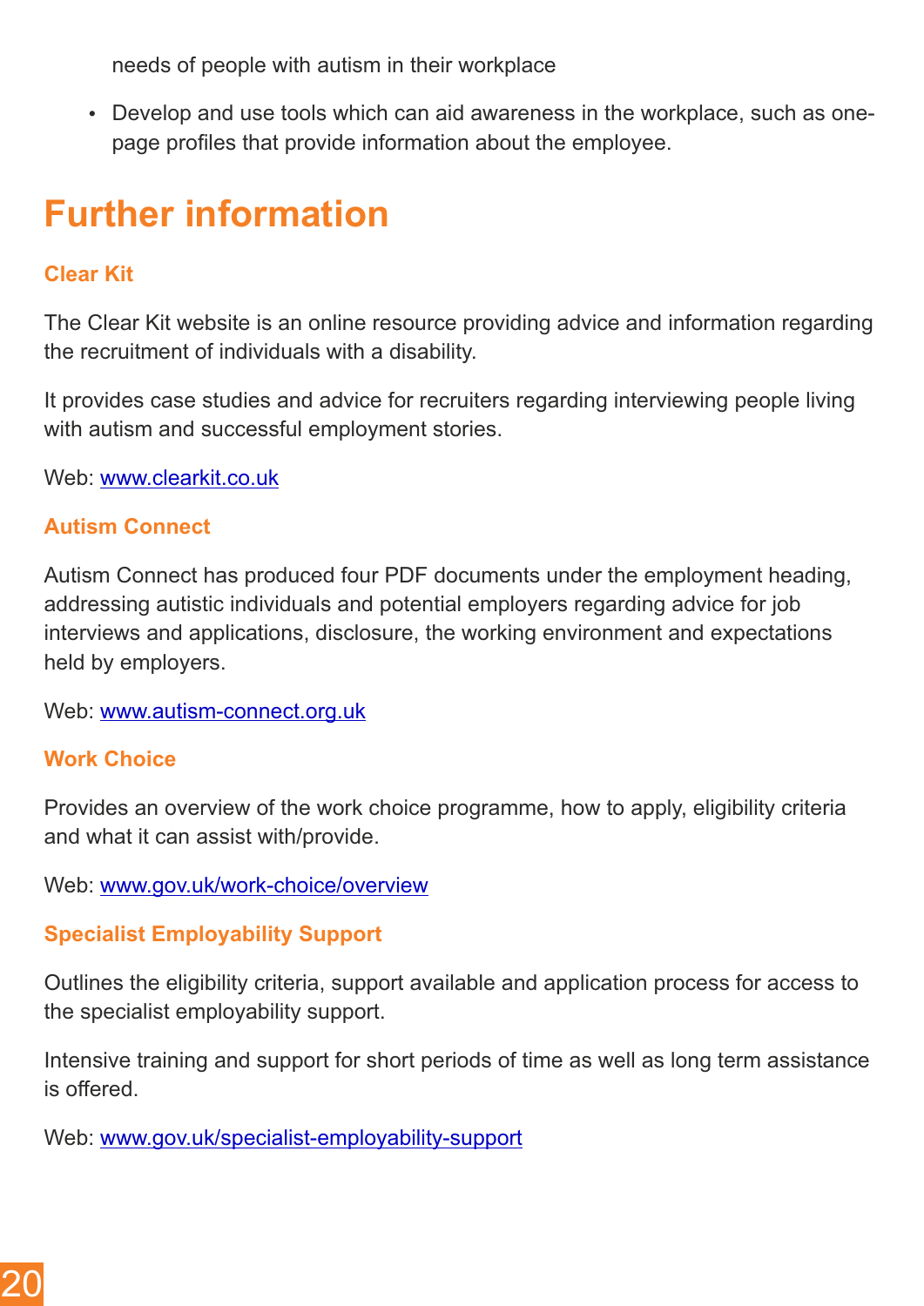needs of people with autism in their workplace

- Develop and use tools which can aid awareness in the workplace, such as one-page profiles that provide information about the employee.

## Further information

### Clear Kit

The Clear Kit website is an online resource providing advice and information regarding the recruitment of individuals with a disability.

It provides case studies and advice for recruiters regarding interviewing people living with autism and successful employment stories.

Web: www.clearkit.co.uk

### Autism Connect

Autism Connect has produced four PDF documents under the employment heading, addressing autistic individuals and potential employers regarding advice for job interviews and applications, disclosure, the working environment and expectations held by employers.

Web: www.autism-connect.org.uk

### Work Choice

Provides an overview of the work choice programme, how to apply, eligibility criteria and what it can assist with/provide.

Web: www.gov.uk/work-choice/overview

### Specialist Employability Support

Outlines the eligibility criteria, support available and application process for access to the specialist employability support.

Intensive training and support for short periods of time as well as long term assistance is offered.

Web: www.gov.uk/specialist-employability-support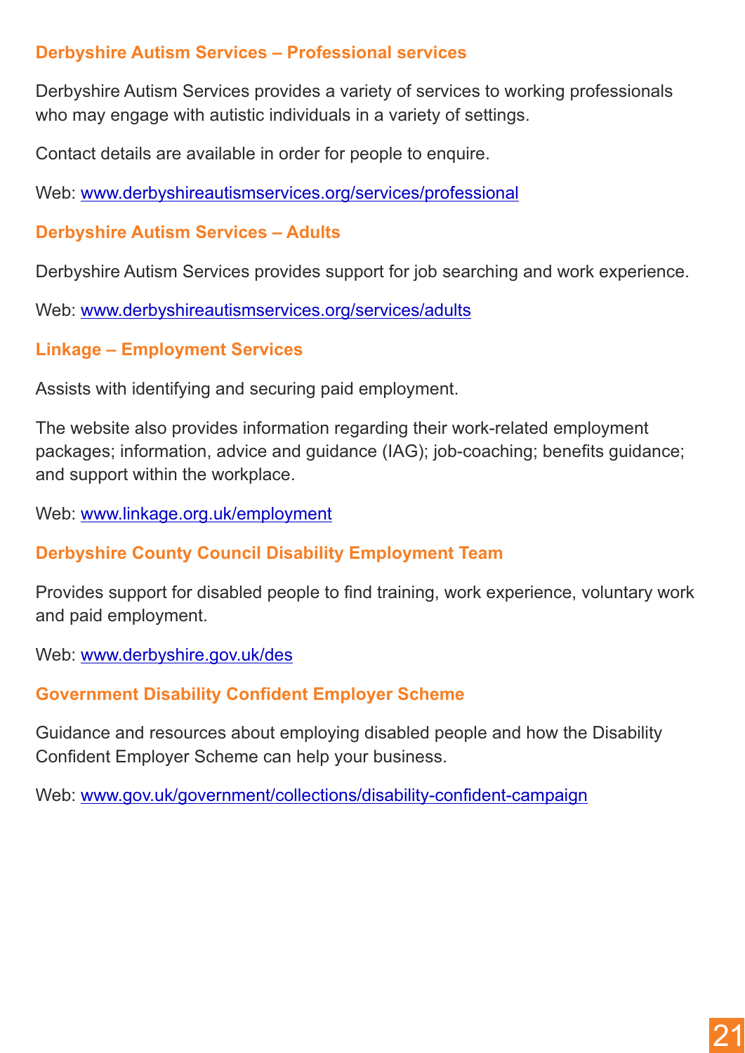### Derbyshire Autism Services – Professional services

Derbyshire Autism Services provides a variety of services to working professionals who may engage with autistic individuals in a variety of settings.

Contact details are available in order for people to enquire.

Web: www.derbyshireautismservices.org/services/professional

### Derbyshire Autism Services – Adults

Derbyshire Autism Services provides support for job searching and work experience.

Web: www.derbyshireautismservices.org/services/adults

### Linkage – Employment Services

Assists with identifying and securing paid employment.

The website also provides information regarding their work-related employment packages; information, advice and guidance (IAG); job-coaching; benefits guidance; and support within the workplace.

Web: www.linkage.org.uk/employment

### Derbyshire County Council Disability Employment Team

Provides support for disabled people to find training, work experience, voluntary work and paid employment.

Web: www.derbyshire.gov.uk/des

### Government Disability Confident Employer Scheme

Guidance and resources about employing disabled people and how the Disability Confident Employer Scheme can help your business.

Web: www.gov.uk/government/collections/disability-confident-campaign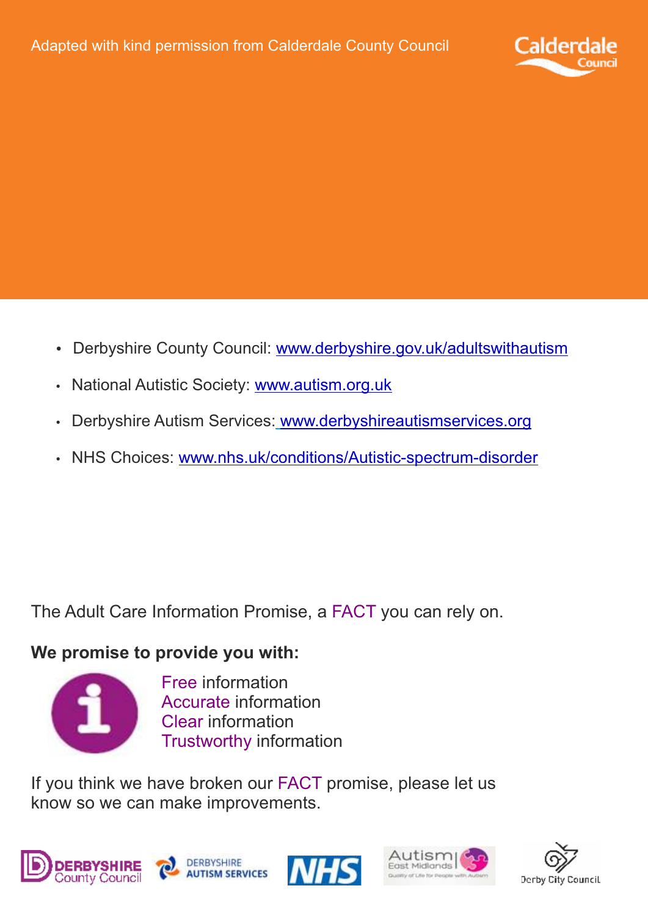Adapted with kind permission from Calderdale County Council

- Derbyshire County Council: www.derbyshire.gov.uk/adultswithautism
- National Autistic Society: www.autism.org.uk
- Derbyshire Autism Services: www.derbyshireautismservices.org
- NHS Choices: www.nhs.uk/conditions/Autistic-spectrum-disorder

The Adult Care Information Promise, a FACT you can rely on.

**We promise to provide you with:**

Free information
Accurate information
Clear information
Trustworthy information

If you think we have broken our FACT promise, please let us know so we can make improvements.